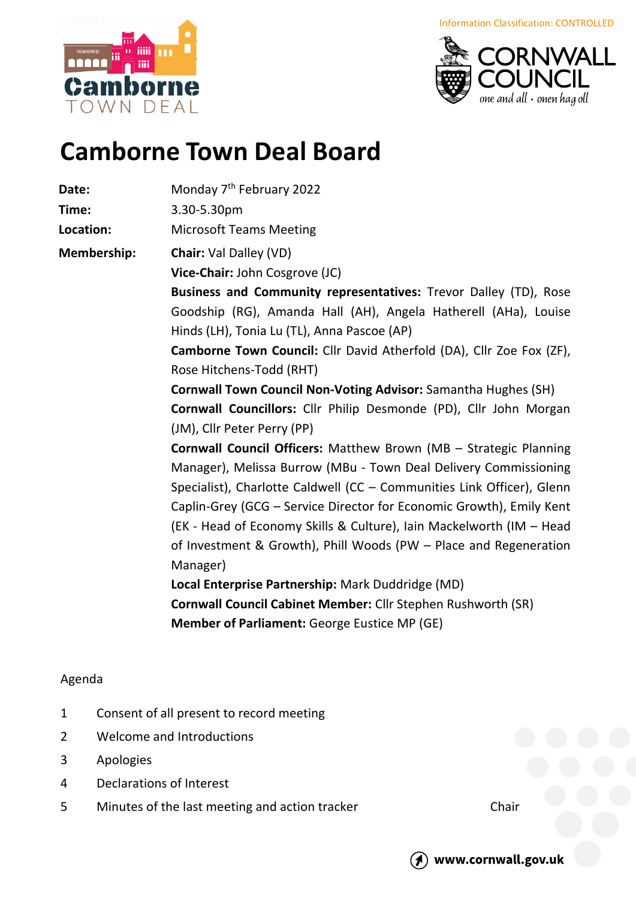Information Classification: CONTROLLED

# Camborne Town Deal Board

| | |
|---|---|
| **Date:** | Monday 7th February 2022 |
| **Time:** | 3.30-5.30pm |
| **Location:** | Microsoft Teams Meeting |
| **Membership:** | **Chair:** Val Dalley (VD)<br>**Vice-Chair:** John Cosgrove (JC)<br>**Business and Community representatives:** Trevor Dalley (TD), Rose Goodship (RG), Amanda Hall (AH), Angela Hatherell (AHa), Louise Hinds (LH), Tonia Lu (TL), Anna Pascoe (AP)<br>**Camborne Town Council:** Cllr David Atherfold (DA), Cllr Zoe Fox (ZF), Rose Hitchens-Todd (RHT)<br>**Cornwall Town Council Non-Voting Advisor:** Samantha Hughes (SH)<br>**Cornwall Councillors:** Cllr Philip Desmonde (PD), Cllr John Morgan (JM), Cllr Peter Perry (PP)<br>**Cornwall Council Officers:** Matthew Brown (MB – Strategic Planning Manager), Melissa Burrow (MBu - Town Deal Delivery Commissioning Specialist), Charlotte Caldwell (CC – Communities Link Officer), Glenn Caplin-Grey (GCG – Service Director for Economic Growth), Emily Kent (EK - Head of Economy Skills & Culture), Iain Mackelworth (IM – Head of Investment & Growth), Phill Woods (PW – Place and Regeneration Manager)<br>**Local Enterprise Partnership:** Mark Duddridge (MD)<br>**Cornwall Council Cabinet Member:** Cllr Stephen Rushworth (SR)<br>**Member of Parliament:** George Eustice MP (GE) |

Agenda

| | | |
|---|---|---|
| 1 | Consent of all present to record meeting | |
| 2 | Welcome and Introductions | |
| 3 | Apologies | |
| 4 | Declarations of Interest | |
| 5 | Minutes of the last meeting and action tracker | Chair |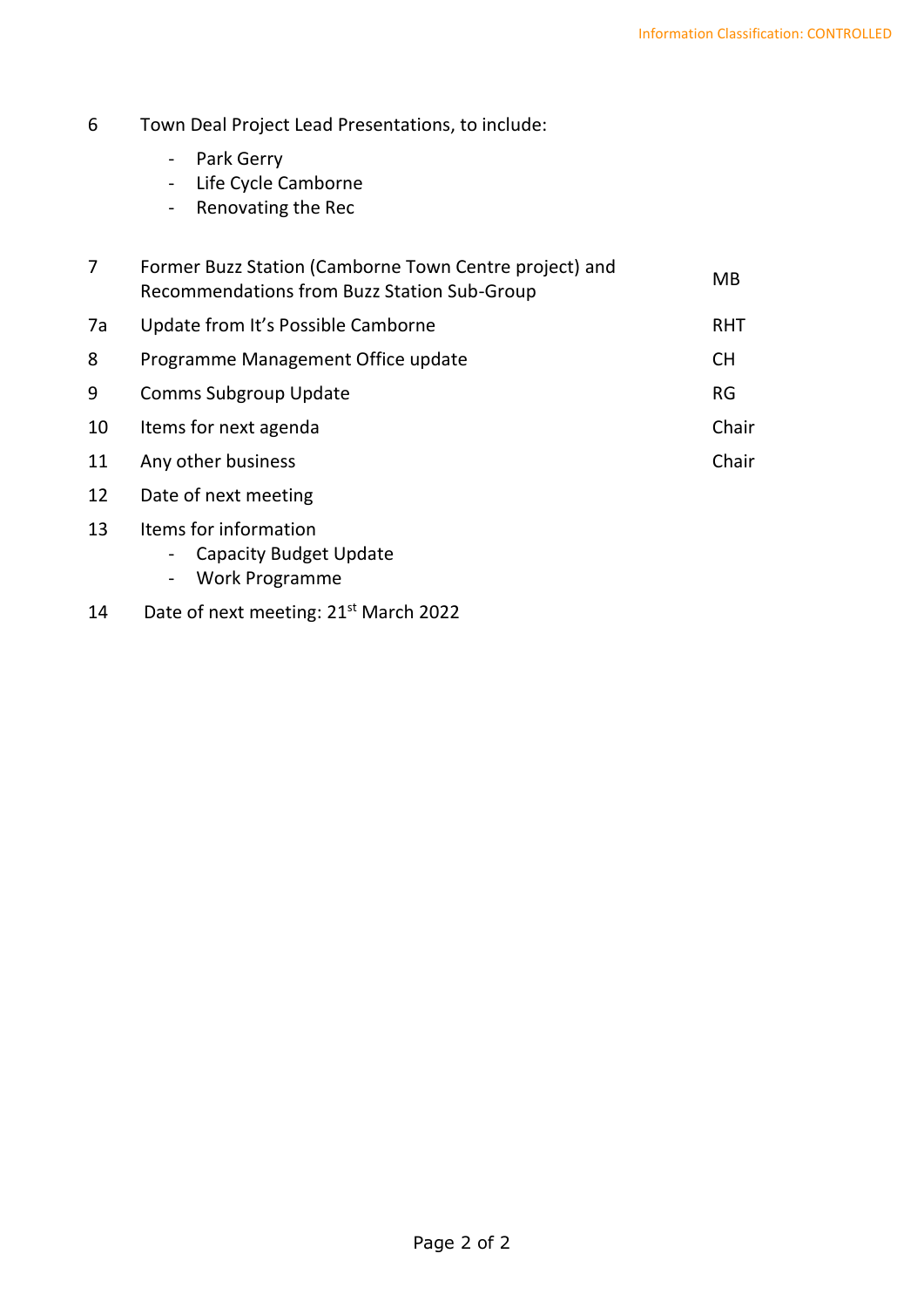| | | |
|---|---|---|
| 6 | Town Deal Project Lead Presentations, to include:<br>- Park Gerry<br>- Life Cycle Camborne<br>- Renovating the Rec | |
| 7 | Former Buzz Station (Camborne Town Centre project) and Recommendations from Buzz Station Sub-Group | MB |
| 7a | Update from It's Possible Camborne | RHT |
| 8 | Programme Management Office update | CH |
| 9 | Comms Subgroup Update | RG |
| 10 | Items for next agenda | Chair |
| 11 | Any other business | Chair |
| 12 | Date of next meeting | |
| 13 | Items for information<br>- Capacity Budget Update<br>- Work Programme | |
| 14 | Date of next meeting: 21st March 2022 | |